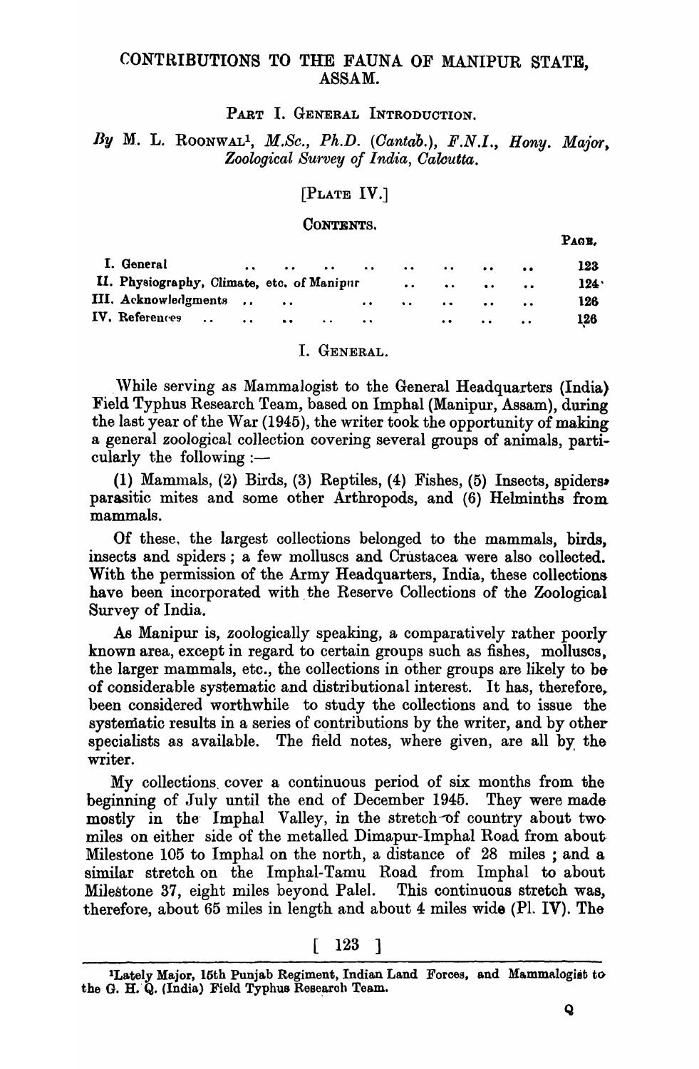# CONTRIBUTIONS TO THE FAUNA OF MANIPUR STATE, ASSAM.

## PART I. GENERAL INTRODUCTION.

*By* M. L. ROONWAL[1], *M.Sc., Ph.D. (Cantab.), F.N.I., Hony. Major, Zoological Survey of India, Calcutta.*

[PLATE IV.]

### CONTENTS.

| | PAGE. |
|---|---|
| I. General | 123 |
| II. Physiography, Climate, etc. of Manipur | 124 |
| III. Acknowledgments | 126 |
| IV. References | 126 |

## I. GENERAL.

While serving as Mammalogist to the General Headquarters (India) Field Typhus Research Team, based on Imphal (Manipur, Assam), during the last year of the War (1945), the writer took the opportunity of making a general zoological collection covering several groups of animals, particularly the following :—

(1) Mammals, (2) Birds, (3) Reptiles, (4) Fishes, (5) Insects, spiders, parasitic mites and some other Arthropods, and (6) Helminths from mammals.

Of these, the largest collections belonged to the mammals, birds, insects and spiders ; a few molluscs and Crustacea were also collected. With the permission of the Army Headquarters, India, these collections have been incorporated with the Reserve Collections of the Zoological Survey of India.

As Manipur is, zoologically speaking, a comparatively rather poorly known area, except in regard to certain groups such as fishes, molluscs, the larger mammals, etc., the collections in other groups are likely to be of considerable systematic and distributional interest. It has, therefore, been considered worthwhile to study the collections and to issue the systematic results in a series of contributions by the writer, and by other specialists as available. The field notes, where given, are all by the writer.

My collections cover a continuous period of six months from the beginning of July until the end of December 1945. They were made mostly in the Imphal Valley, in the stretch of country about two miles on either side of the metalled Dimapur-Imphal Road from about Milestone 105 to Imphal on the north, a distance of 28 miles ; and a similar stretch on the Imphal-Tamu Road from Imphal to about Milestone 37, eight miles beyond Palel. This continuous stretch was, therefore, about 65 miles in length and about 4 miles wide (Pl. IV). The

[1] Lately Major, 15th Punjab Regiment, Indian Land Forces, and Mammalogist to the G. H. Q. (India) Field Typhus Research Team.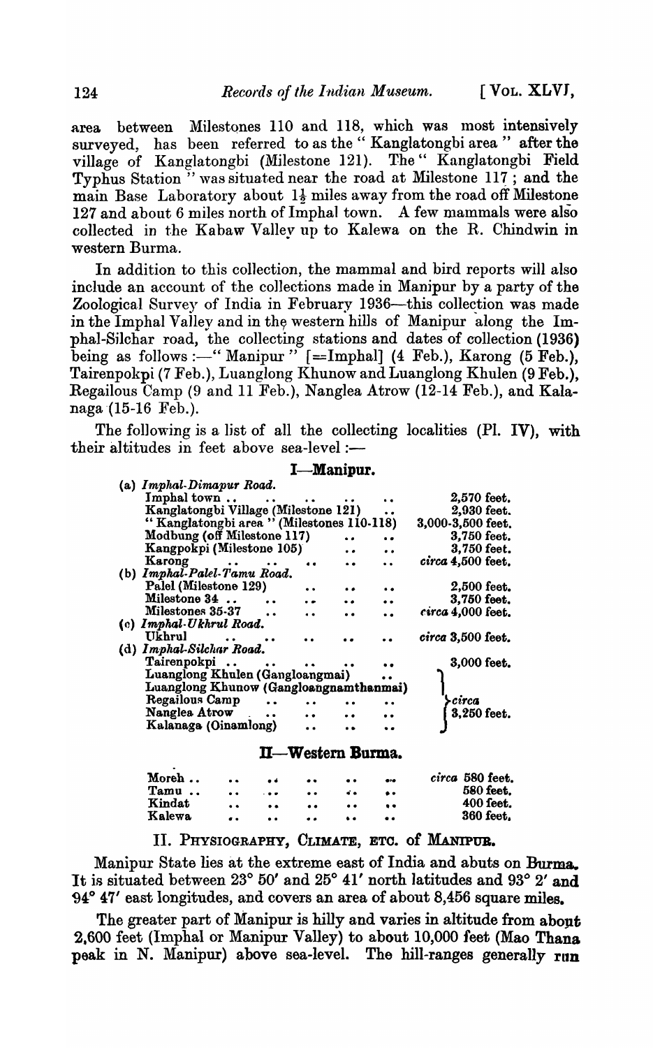area between Milestones 110 and 118, which was most intensively surveyed, has been referred to as the "Kanglatongbi area" after the village of Kanglatongbi (Milestone 121). The "Kanglatongbi Field Typhus Station" was situated near the road at Milestone 117; and the main Base Laboratory about $1\frac{1}{2}$ miles away from the road off Milestone 127 and about 6 miles north of Imphal town. A few mammals were also collected in the Kabaw Valley up to Kalewa on the R. Chindwin in western Burma.

In addition to this collection, the mammal and bird reports will also include an account of the collections made in Manipur by a party of the Zoological Survey of India in February 1936—this collection was made in the Imphal Valley and in the western hills of Manipur along the Imphal-Silchar road, the collecting stations and dates of collection (1936) being as follows:—"Manipur" [=Imphal] (4 Feb.), Karong (5 Feb.), Tairenpokpi (7 Feb.), Luanglong Khunow and Luanglong Khulen (9 Feb.), Regailous Camp (9 and 11 Feb.), Nanglea Atrow (12-14 Feb.), and Kalanaga (15-16 Feb.).

The following is a list of all the collecting localities (Pl. IV), with their altitudes in feet above sea-level:—

**I—Manipur.**

| Locality | Altitude |
|---|---|
| (a) *Imphal-Dimapur Road.* | |
| Imphal town | 2,570 feet. |
| Kanglatongbi Village (Milestone 121) | 2,930 feet. |
| "Kanglatongbi area" (Milestones 110-118) | 3,000-3,500 feet. |
| Modbung (off Milestone 117) | 3,750 feet. |
| Kangpokpi (Milestone 105) | 3,750 feet. |
| Karong | *circa* 4,500 feet. |
| (b) *Imphal-Palel-Tamu Road.* | |
| Palel (Milestone 129) | 2,500 feet. |
| Milestone 34 | 3,750 feet. |
| Milestones 35-37 | *circa* 4,000 feet. |
| (c) *Imphal-Ukhrul Road.* | |
| Ukhrul | *circa* 3,500 feet. |
| (d) *Imphal-Silchar Road.* | |
| Tairenpokpi | 3,000 feet. |
| Luanglong Khulen (Gangloangmai) | *circa* 3,250 feet. |
| Luanglong Khunow (Gangloangnamthanmai) | *circa* 3,250 feet. |
| Regailous Camp | *circa* 3,250 feet. |
| Nanglea Atrow | *circa* 3,250 feet. |
| Kalanaga (Oinamlong) | *circa* 3,250 feet. |

**II—Western Burma.**

| Locality | Altitude |
|---|---|
| Moreh | *circa* 580 feet. |
| Tamu | 580 feet. |
| Kindat | 400 feet. |
| Kalewa | 360 feet. |

## II. Physiography, Climate, etc. of Manipur.

Manipur State lies at the extreme east of India and abuts on Burma. It is situated between 23° 50′ and 25° 41′ north latitudes and 93° 2′ and 94° 47′ east longitudes, and covers an area of about 8,456 square miles.

The greater part of Manipur is hilly and varies in altitude from about 2,600 feet (Imphal or Manipur Valley) to about 10,000 feet (Mao Thana peak in N. Manipur) above sea-level. The hill-ranges generally run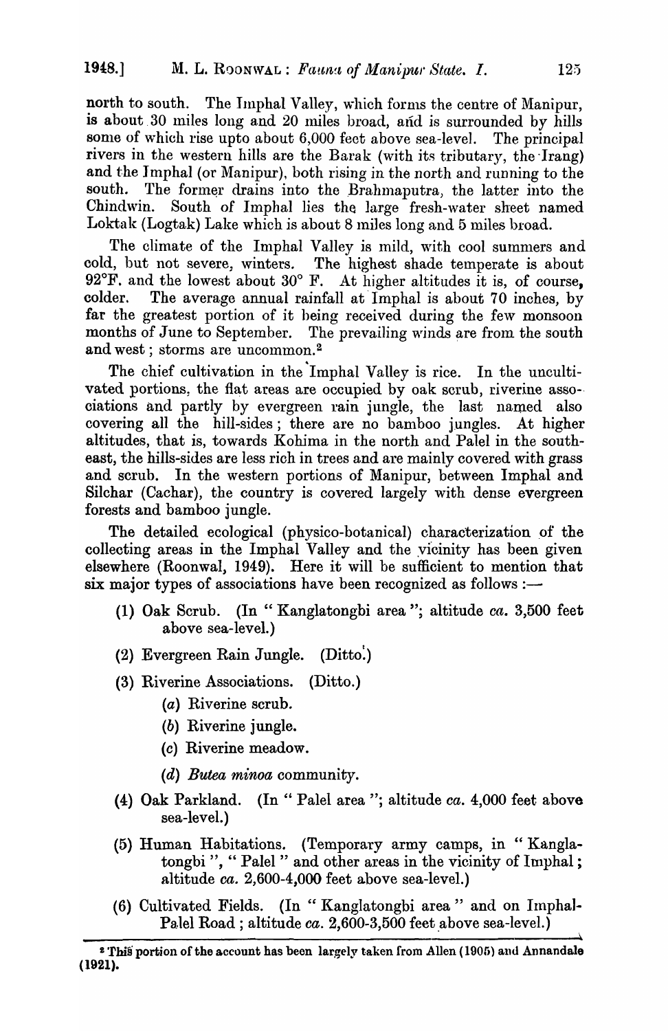north to south. The Imphal Valley, which forms the centre of Manipur, is about 30 miles long and 20 miles broad, and is surrounded by hills some of which rise upto about 6,000 feet above sea-level. The principal rivers in the western hills are the Barak (with its tributary, the Irang) and the Imphal (or Manipur), both rising in the north and running to the south. The former drains into the Brahmaputra, the latter into the Chindwin. South of Imphal lies the large fresh-water sheet named Loktak (Logtak) Lake which is about 8 miles long and 5 miles broad.

The climate of the Imphal Valley is mild, with cool summers and cold, but not severe, winters. The highest shade temperate is about 92°F. and the lowest about 30° F. At higher altitudes it is, of course, colder. The average annual rainfall at Imphal is about 70 inches, by far the greatest portion of it being received during the few monsoon months of June to September. The prevailing winds are from the south and west; storms are uncommon.[2]

The chief cultivation in the Imphal Valley is rice. In the uncultivated portions, the flat areas are occupied by oak scrub, riverine associations and partly by evergreen rain jungle, the last named also covering all the hill-sides; there are no bamboo jungles. At higher altitudes, that is, towards Kohima in the north and Palel in the south-east, the hills-sides are less rich in trees and are mainly covered with grass and scrub. In the western portions of Manipur, between Imphal and Silchar (Cachar), the country is covered largely with dense evergreen forests and bamboo jungle.

The detailed ecological (physico-botanical) characterization of the collecting areas in the Imphal Valley and the vicinity has been given elsewhere (Roonwal, 1949). Here it will be sufficient to mention that six major types of associations have been recognized as follows :—

(1) Oak Scrub. (In "Kanglatongbi area"; altitude *ca.* 3,500 feet above sea-level.)

(2) Evergreen Rain Jungle. (Ditto.)

(3) Riverine Associations. (Ditto.)
   - (*a*) Riverine scrub.
   - (*b*) Riverine jungle.
   - (*c*) Riverine meadow.
   - (*d*) *Butea minoa* community.

(4) Oak Parkland. (In "Palel area"; altitude *ca.* 4,000 feet above sea-level.)

(5) Human Habitations. (Temporary army camps, in "Kanglatongbi", "Palel" and other areas in the vicinity of Imphal; altitude *ca.* 2,600-4,000 feet above sea-level.)

(6) Cultivated Fields. (In "Kanglatongbi area" and on Imphal-Palel Road; altitude *ca.* 2,600-3,500 feet above sea-level.)

---

[2] This portion of the account has been largely taken from Allen (1905) and Annandale (1921).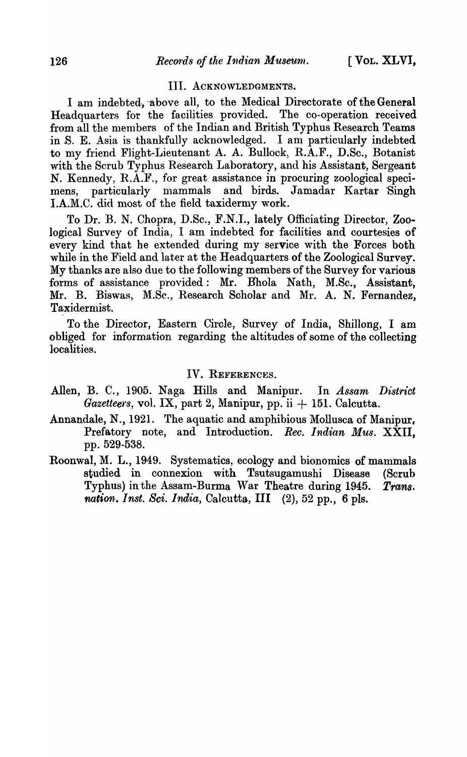## III. Acknowledgments.

I am indebted, above all, to the Medical Directorate of the General Headquarters for the facilities provided. The co-operation received from all the members of the Indian and British Typhus Research Teams in S. E. Asia is thankfully acknowledged. I am particularly indebted to my friend Flight-Lieutenant A. A. Bullock, R.A.F., D.Sc., Botanist with the Scrub Typhus Research Laboratory, and his Assistant, Sergeant N. Kennedy, R.A.F., for great assistance in procuring zoological specimens, particularly mammals and birds. Jamadar Kartar Singh I.A.M.C. did most of the field taxidermy work.

To Dr. B. N. Chopra, D.Sc., F.N.I., lately Officiating Director, Zoological Survey of India, I am indebted for facilities and courtesies of every kind that he extended during my service with the Forces both while in the Field and later at the Headquarters of the Zoological Survey. My thanks are also due to the following members of the Survey for various forms of assistance provided: Mr. Bhola Nath, M.Sc., Assistant, Mr. B. Biswas, M.Sc., Research Scholar and Mr. A. N. Fernandez, Taxidermist.

To the Director, Eastern Circle, Survey of India, Shillong, I am obliged for information regarding the altitudes of some of the collecting localities.

## IV. References.

Allen, B. C., 1905. Naga Hills and Manipur. In *Assam District Gazetteers*, vol. IX, part 2, Manipur, pp. ii + 151. Calcutta.

Annandale, N., 1921. The aquatic and amphibious Mollusca of Manipur, Prefatory note, and Introduction. *Rec. Indian Mus.* XXII, pp. 529-538.

Roonwal, M. L., 1949. Systematics, ecology and bionomics of mammals studied in connexion with Tsutsugamushi Disease (Scrub Typhus) in the Assam-Burma War Theatre during 1945. *Trans. nation. Inst. Sci. India*, Calcutta, III (2), 52 pp., 6 pls.